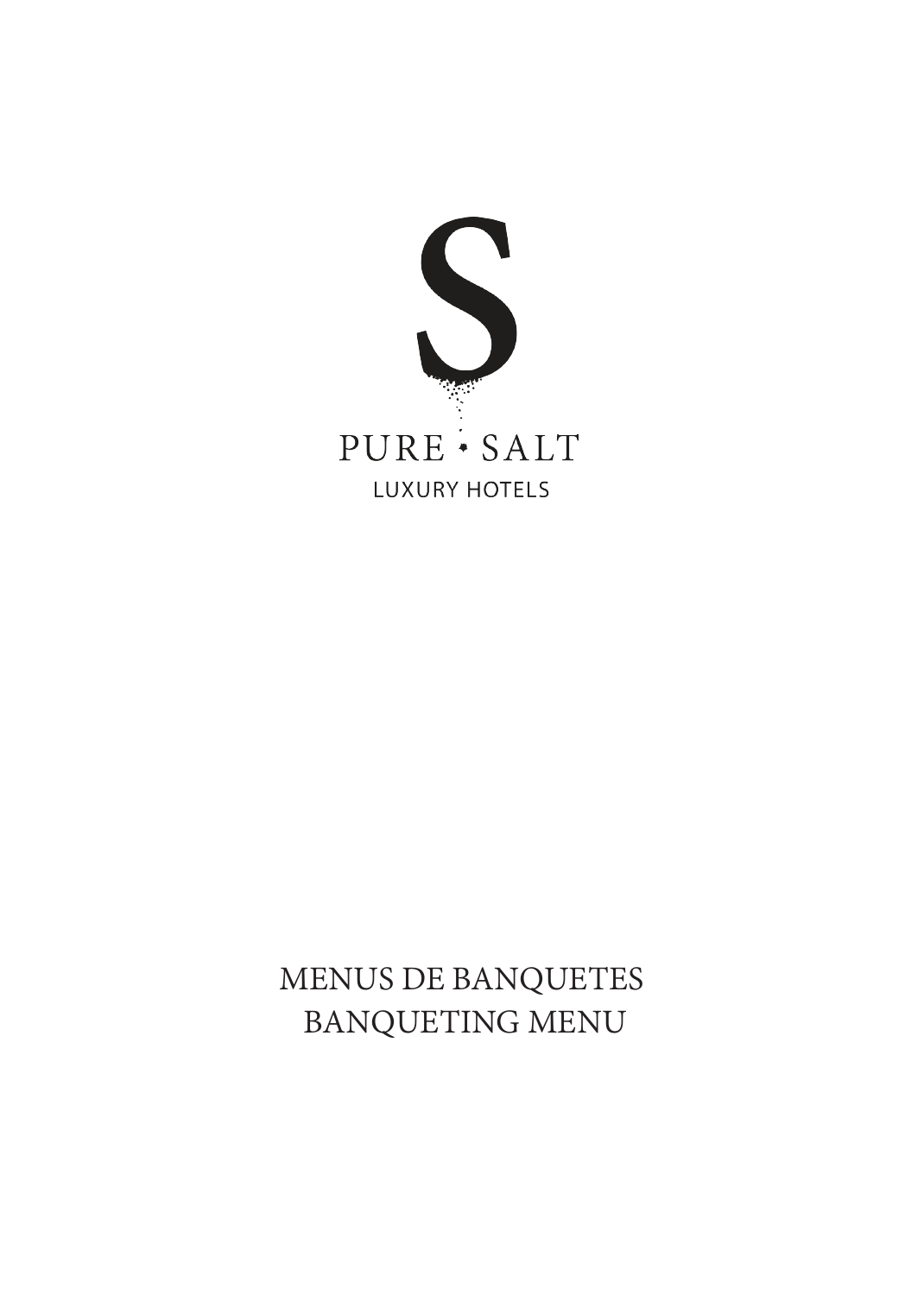S

PURE SALT

LUXURY HOTELS

# MENUS DE BANQUETES
# BANQUETING MENU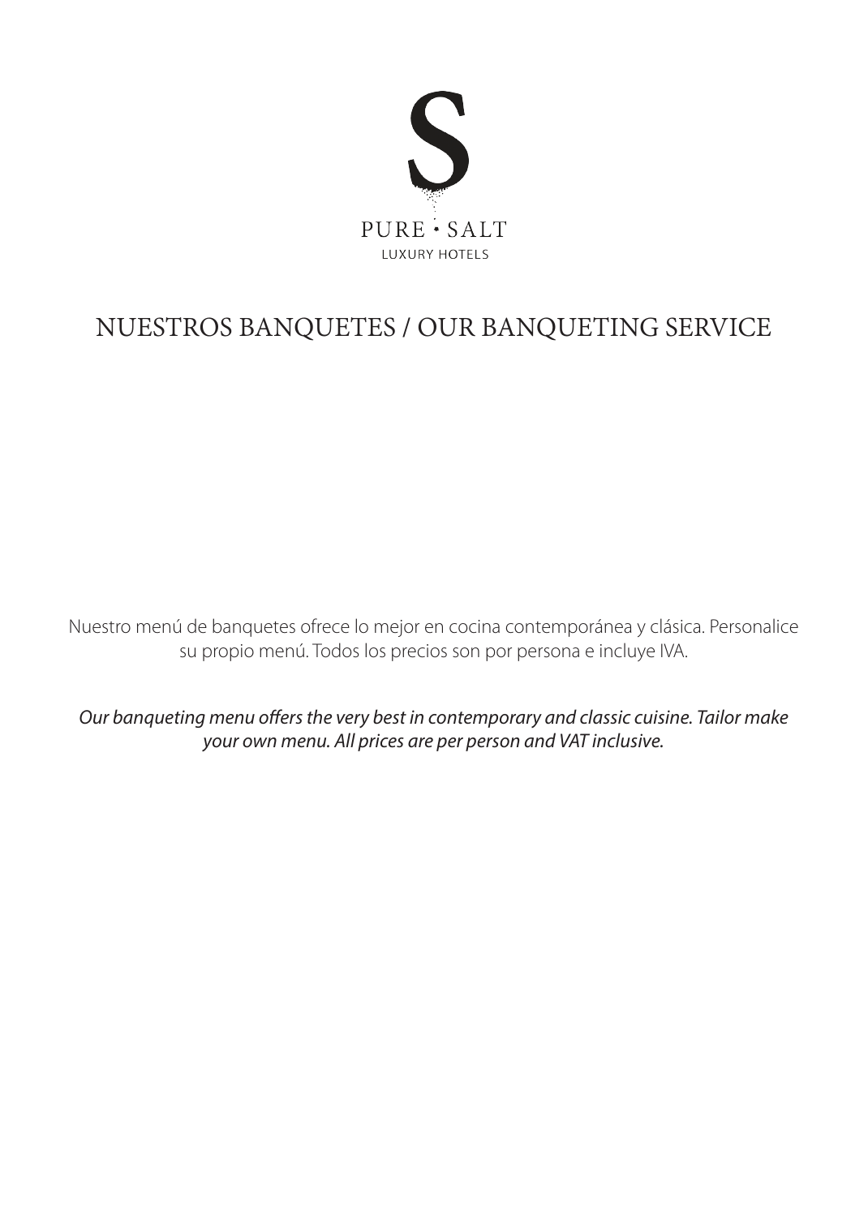PURE · SALT

LUXURY HOTELS

# NUESTROS BANQUETES / OUR BANQUETING SERVICE

Nuestro menú de banquetes ofrece lo mejor en cocina contemporánea y clásica. Personalice su propio menú. Todos los precios son por persona e incluye IVA.

*Our banqueting menu offers the very best in contemporary and classic cuisine. Tailor make your own menu. All prices are per person and VAT inclusive.*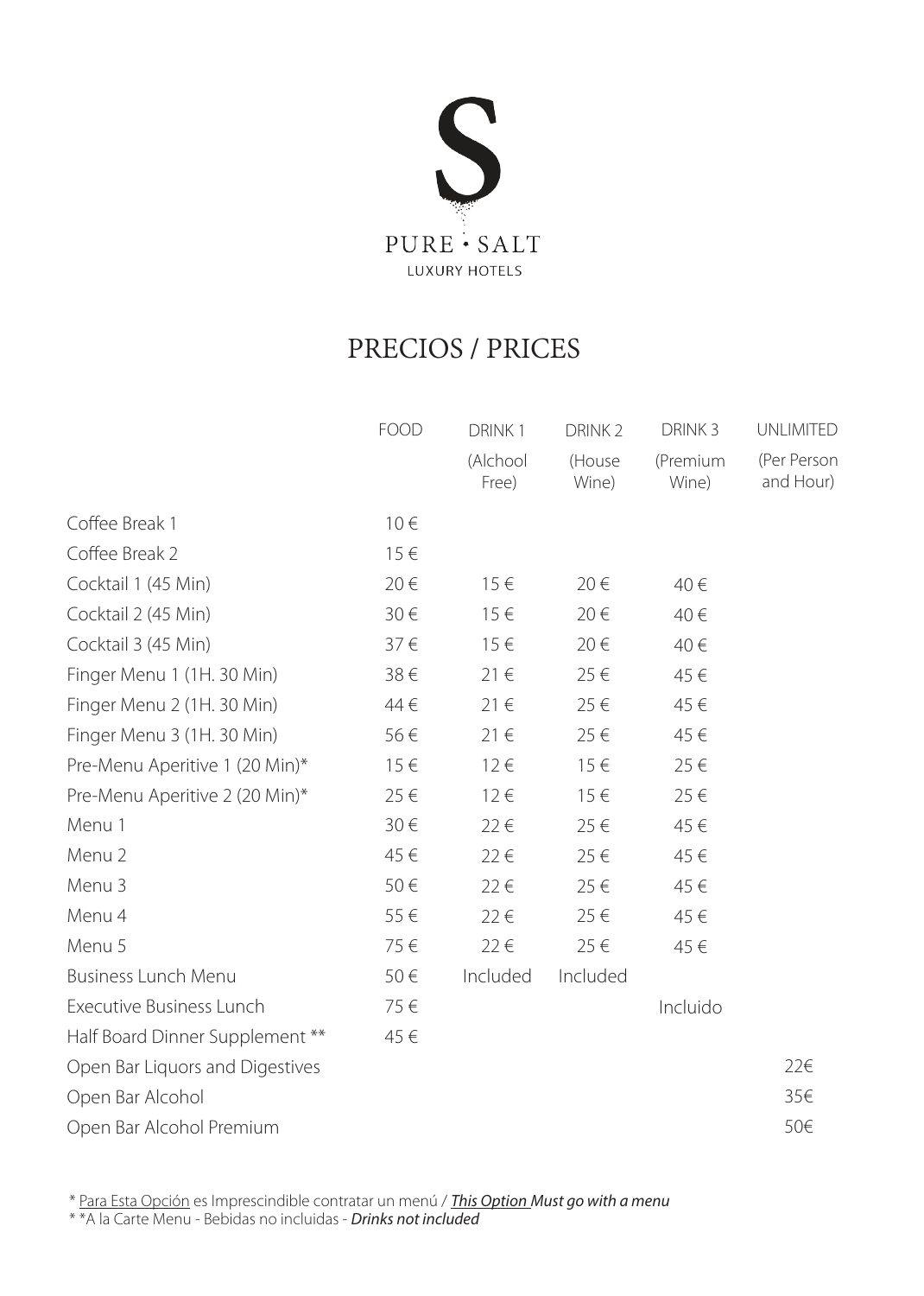PURE · SALT
LUXURY HOTELS

# PRECIOS / PRICES

| | FOOD | DRINK 1 (Alchool Free) | DRINK 2 (House Wine) | DRINK 3 (Premium Wine) | UNLIMITED (Per Person and Hour) |
|---|---|---|---|---|---|
| Coffee Break 1 | 10 € | | | | |
| Coffee Break 2 | 15 € | | | | |
| Cocktail 1 (45 Min) | 20 € | 15 € | 20 € | 40 € | |
| Cocktail 2 (45 Min) | 30 € | 15 € | 20 € | 40 € | |
| Cocktail 3 (45 Min) | 37 € | 15 € | 20 € | 40 € | |
| Finger Menu 1 (1H. 30 Min) | 38 € | 21 € | 25 € | 45 € | |
| Finger Menu 2 (1H. 30 Min) | 44 € | 21 € | 25 € | 45 € | |
| Finger Menu 3 (1H. 30 Min) | 56 € | 21 € | 25 € | 45 € | |
| Pre-Menu Aperitive 1 (20 Min)* | 15 € | 12 € | 15 € | 25 € | |
| Pre-Menu Aperitive 2 (20 Min)* | 25 € | 12 € | 15 € | 25 € | |
| Menu 1 | 30 € | 22 € | 25 € | 45 € | |
| Menu 2 | 45 € | 22 € | 25 € | 45 € | |
| Menu 3 | 50 € | 22 € | 25 € | 45 € | |
| Menu 4 | 55 € | 22 € | 25 € | 45 € | |
| Menu 5 | 75 € | 22 € | 25 € | 45 € | |
| Business Lunch Menu | 50 € | Included | Included | | |
| Executive Business Lunch | 75 € | | | Incluido | |
| Half Board Dinner Supplement ** | 45 € | | | | |
| Open Bar Liquors and Digestives | | | | | 22€ |
| Open Bar Alcohol | | | | | 35€ |
| Open Bar Alcohol Premium | | | | | 50€ |

\* Para Esta Opción es Imprescindible contratar un menú / ***This Option Must go with a menu***

\* *A la Carte Menu - Bebidas no incluidas - ***Drinks not included***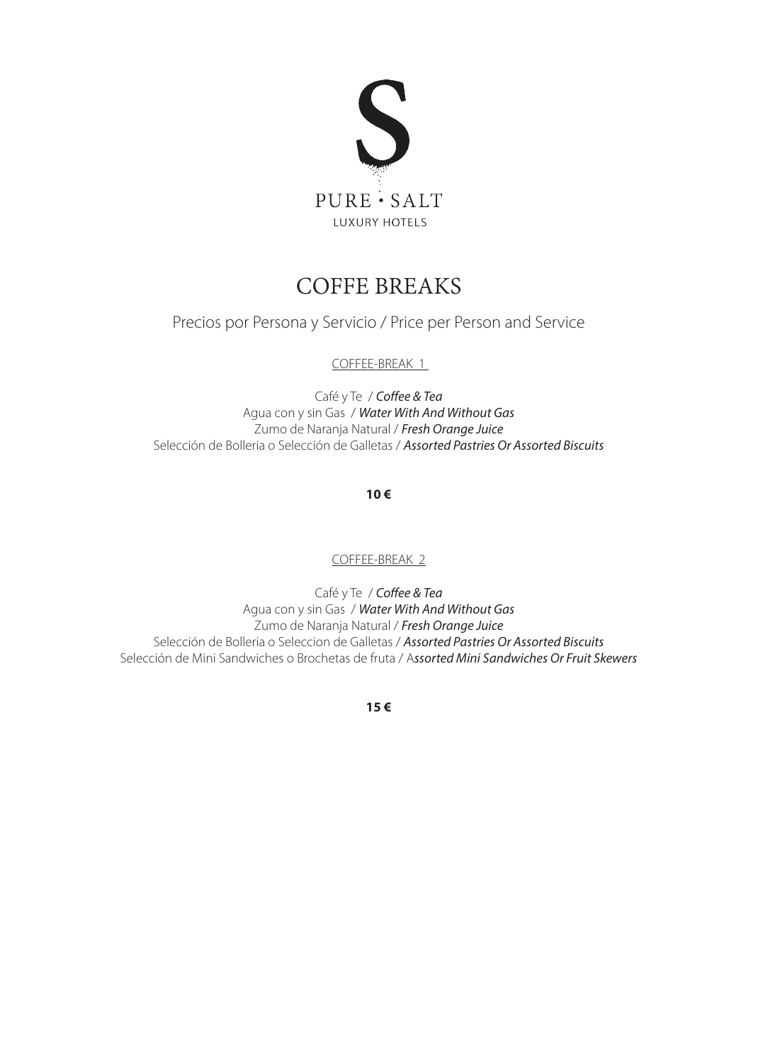PURE · SALT
LUXURY HOTELS

# COFFE BREAKS

Precios por Persona y Servicio / Price per Person and Service

## COFFEE-BREAK 1

Café y Te / *Coffee & Tea*
Agua con y sin Gas / *Water With And Without Gas*
Zumo de Naranja Natural / *Fresh Orange Juice*
Selección de Bolleria o Selección de Galletas / *Assorted Pastries Or Assorted Biscuits*

**10 €**

## COFFEE-BREAK 2

Café y Te / *Coffee & Tea*
Agua con y sin Gas / *Water With And Without Gas*
Zumo de Naranja Natural / *Fresh Orange Juice*
Selección de Bolleria o Seleccion de Galletas / *Assorted Pastries Or Assorted Biscuits*
Selección de Mini Sandwiches o Brochetas de fruta / A*ssorted Mini Sandwiches Or Fruit Skewers*

**15 €**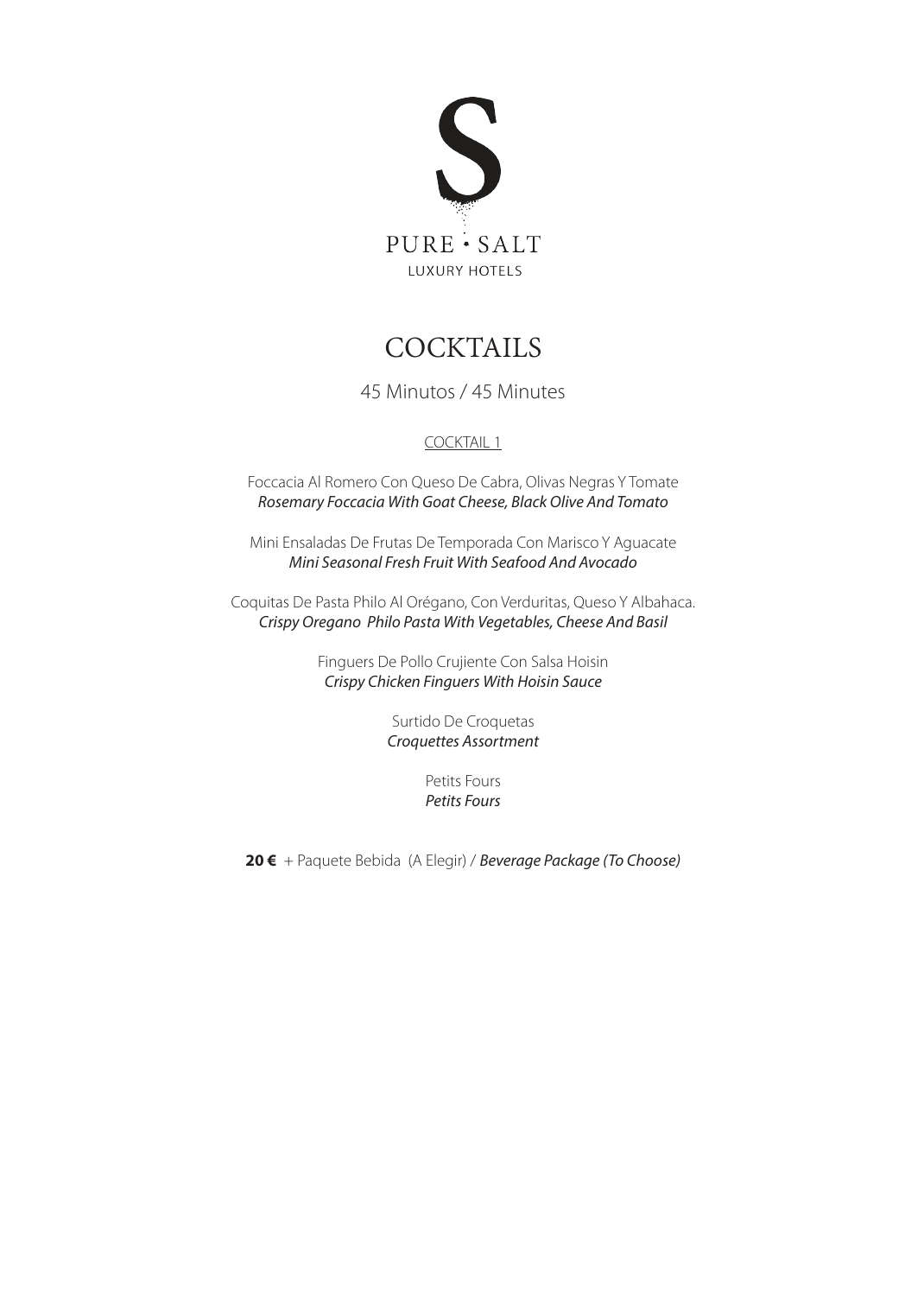PURE · SALT
LUXURY HOTELS

# COCKTAILS

45 Minutos / 45 Minutes

## COCKTAIL 1

Foccacia Al Romero Con Queso De Cabra, Olivas Negras Y Tomate
*Rosemary Foccacia With Goat Cheese, Black Olive And Tomato*

Mini Ensaladas De Frutas De Temporada Con Marisco Y Aguacate
*Mini Seasonal Fresh Fruit With Seafood And Avocado*

Coquitas De Pasta Philo Al Orégano, Con Verduritas, Queso Y Albahaca.
*Crispy Oregano Philo Pasta With Vegetables, Cheese And Basil*

Finguers De Pollo Crujiente Con Salsa Hoisin
*Crispy Chicken Finguers With Hoisin Sauce*

Surtido De Croquetas
*Croquettes Assortment*

Petits Fours
*Petits Fours*

**20 €** + Paquete Bebida (A Elegir) / *Beverage Package (To Choose)*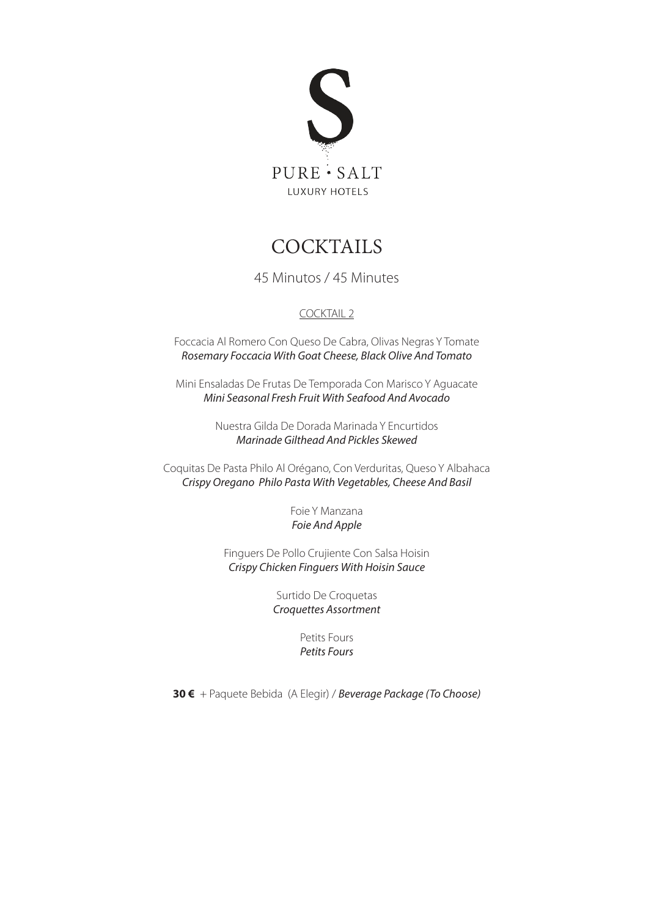S

PURE · SALT
LUXURY HOTELS

# COCKTAILS

45 Minutos / 45 Minutes

## COCKTAIL 2

Foccacia Al Romero Con Queso De Cabra, Olivas Negras Y Tomate
*Rosemary Foccacia With Goat Cheese, Black Olive And Tomato*

Mini Ensaladas De Frutas De Temporada Con Marisco Y Aguacate
*Mini Seasonal Fresh Fruit With Seafood And Avocado*

Nuestra Gilda De Dorada Marinada Y Encurtidos
*Marinade Gilthead And Pickles Skewed*

Coquitas De Pasta Philo Al Orégano, Con Verduritas, Queso Y Albahaca
*Crispy Oregano Philo Pasta With Vegetables, Cheese And Basil*

Foie Y Manzana
*Foie And Apple*

Finguers De Pollo Crujiente Con Salsa Hoisin
*Crispy Chicken Finguers With Hoisin Sauce*

Surtido De Croquetas
*Croquettes Assortment*

Petits Fours
*Petits Fours*

**30 €** + Paquete Bebida (A Elegir) / *Beverage Package (To Choose)*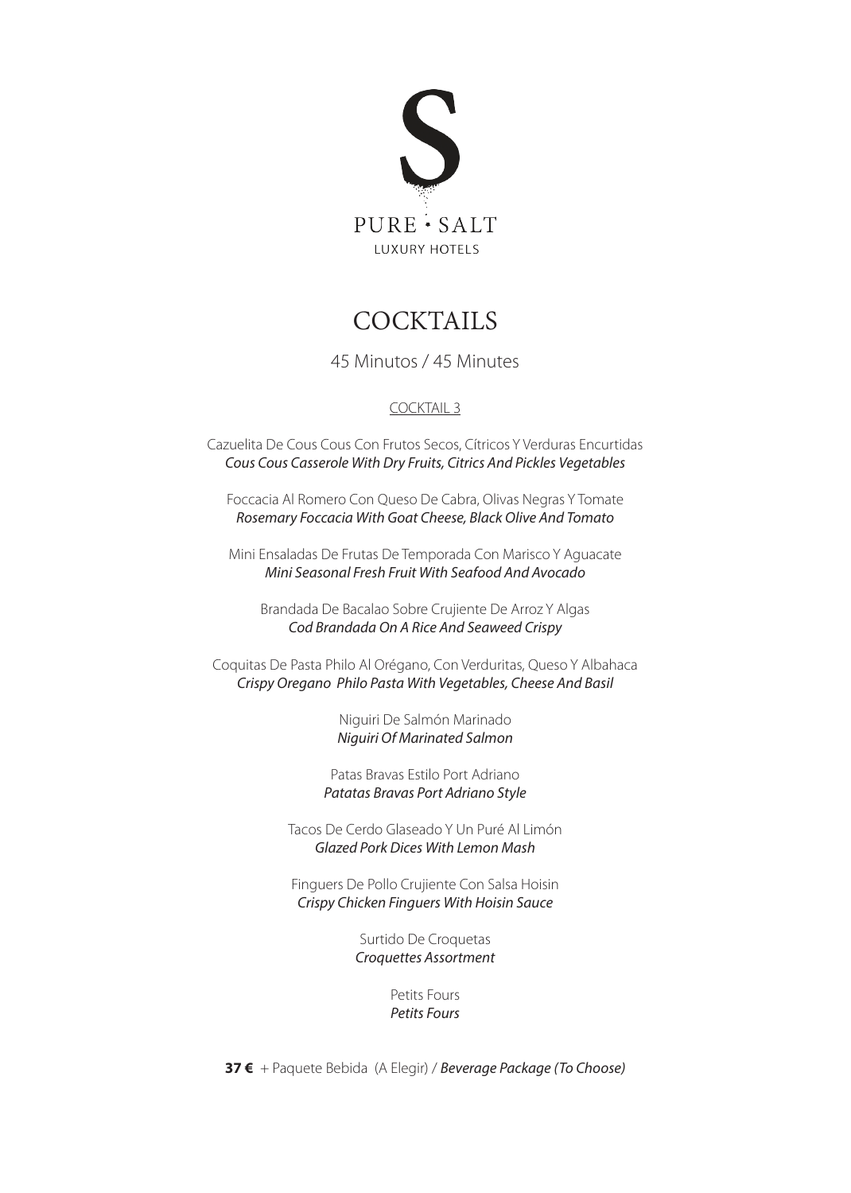PURE · SALT
LUXURY HOTELS

# COCKTAILS

45 Minutos / 45 Minutes

## COCKTAIL 3

Cazuelita De Cous Cous Con Frutos Secos, Cítricos Y Verduras Encurtidas
*Cous Cous Casserole With Dry Fruits, Citrics And Pickles Vegetables*

Foccacia Al Romero Con Queso De Cabra, Olivas Negras Y Tomate
*Rosemary Foccacia With Goat Cheese, Black Olive And Tomato*

Mini Ensaladas De Frutas De Temporada Con Marisco Y Aguacate
*Mini Seasonal Fresh Fruit With Seafood And Avocado*

Brandada De Bacalao Sobre Crujiente De Arroz Y Algas
*Cod Brandada On A Rice And Seaweed Crispy*

Coquitas De Pasta Philo Al Orégano, Con Verduritas, Queso Y Albahaca
*Crispy Oregano Philo Pasta With Vegetables, Cheese And Basil*

Niguiri De Salmón Marinado
*Niguiri Of Marinated Salmon*

Patas Bravas Estilo Port Adriano
*Patatas Bravas Port Adriano Style*

Tacos De Cerdo Glaseado Y Un Puré Al Limón
*Glazed Pork Dices With Lemon Mash*

Finguers De Pollo Crujiente Con Salsa Hoisin
*Crispy Chicken Finguers With Hoisin Sauce*

Surtido De Croquetas
*Croquettes Assortment*

Petits Fours
*Petits Fours*

**37 €** + Paquete Bebida (A Elegir) / *Beverage Package (To Choose)*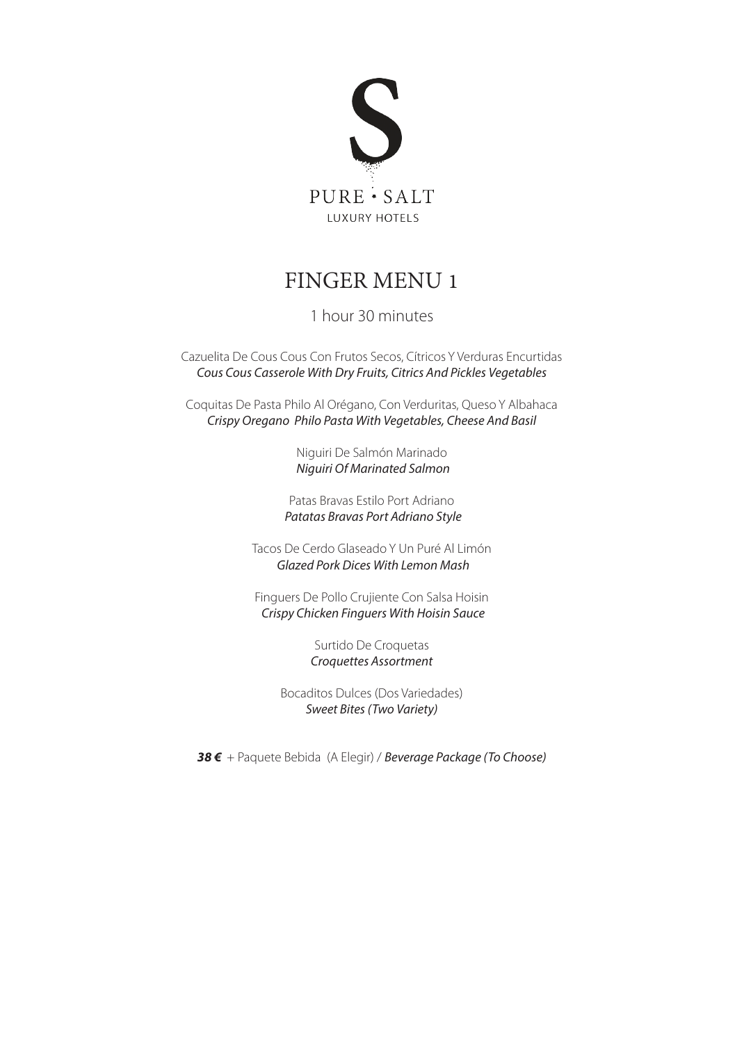S

PURE · SALT

LUXURY HOTELS

# FINGER MENU 1

1 hour 30 minutes

Cazuelita De Cous Cous Con Frutos Secos, Cítricos Y Verduras Encurtidas
*Cous Cous Casserole With Dry Fruits, Citrics And Pickles Vegetables*

Coquitas De Pasta Philo Al Orégano, Con Verduritas, Queso Y Albahaca
*Crispy Oregano Philo Pasta With Vegetables, Cheese And Basil*

Niguiri De Salmón Marinado
*Niguiri Of Marinated Salmon*

Patas Bravas Estilo Port Adriano
*Patatas Bravas Port Adriano Style*

Tacos De Cerdo Glaseado Y Un Puré Al Limón
*Glazed Pork Dices With Lemon Mash*

Finguers De Pollo Crujiente Con Salsa Hoisin
*Crispy Chicken Finguers With Hoisin Sauce*

Surtido De Croquetas
*Croquettes Assortment*

Bocaditos Dulces (Dos Variedades)
*Sweet Bites (Two Variety)*

***38 €*** + Paquete Bebida (A Elegir) / *Beverage Package (To Choose)*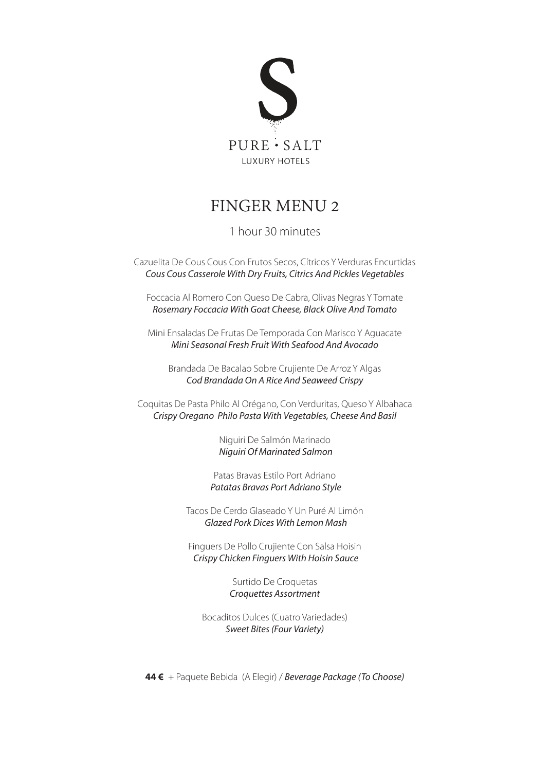PURE · SALT
LUXURY HOTELS

# FINGER MENU 2

1 hour 30 minutes

Cazuelita De Cous Cous Con Frutos Secos, Cítricos Y Verduras Encurtidas
*Cous Cous Casserole With Dry Fruits, Citrics And Pickles Vegetables*

Foccacia Al Romero Con Queso De Cabra, Olivas Negras Y Tomate
*Rosemary Foccacia With Goat Cheese, Black Olive And Tomato*

Mini Ensaladas De Frutas De Temporada Con Marisco Y Aguacate
*Mini Seasonal Fresh Fruit With Seafood And Avocado*

Brandada De Bacalao Sobre Crujiente De Arroz Y Algas
*Cod Brandada On A Rice And Seaweed Crispy*

Coquitas De Pasta Philo Al Orégano, Con Verduritas, Queso Y Albahaca
*Crispy Oregano Philo Pasta With Vegetables, Cheese And Basil*

Niguiri De Salmón Marinado
*Niguiri Of Marinated Salmon*

Patas Bravas Estilo Port Adriano
*Patatas Bravas Port Adriano Style*

Tacos De Cerdo Glaseado Y Un Puré Al Limón
*Glazed Pork Dices With Lemon Mash*

Finguers De Pollo Crujiente Con Salsa Hoisin
*Crispy Chicken Finguers With Hoisin Sauce*

Surtido De Croquetas
*Croquettes Assortment*

Bocaditos Dulces (Cuatro Variedades)
*Sweet Bites (Four Variety)*

**44 €** + Paquete Bebida (A Elegir) / *Beverage Package (To Choose)*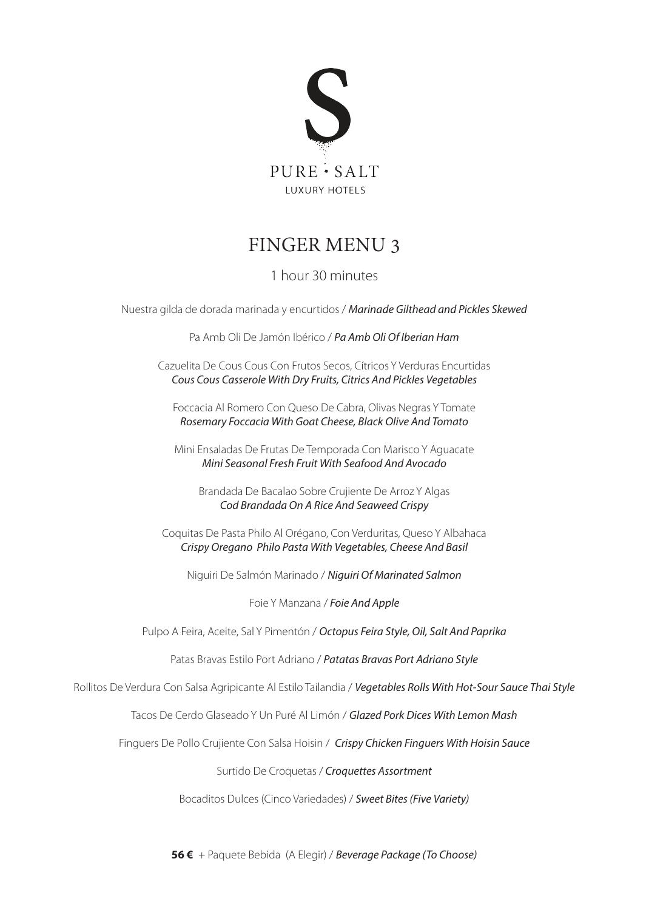PURE · SALT

LUXURY HOTELS

# FINGER MENU 3

1 hour 30 minutes

Nuestra gilda de dorada marinada y encurtidos / *Marinade Gilthead and Pickles Skewed*

Pa Amb Oli De Jamón Ibérico / *Pa Amb Oli Of Iberian Ham*

Cazuelita De Cous Cous Con Frutos Secos, Cítricos Y Verduras Encurtidas
*Cous Cous Casserole With Dry Fruits, Citrics And Pickles Vegetables*

Foccacia Al Romero Con Queso De Cabra, Olivas Negras Y Tomate
*Rosemary Foccacia With Goat Cheese, Black Olive And Tomato*

Mini Ensaladas De Frutas De Temporada Con Marisco Y Aguacate
*Mini Seasonal Fresh Fruit With Seafood And Avocado*

Brandada De Bacalao Sobre Crujiente De Arroz Y Algas
*Cod Brandada On A Rice And Seaweed Crispy*

Coquitas De Pasta Philo Al Orégano, Con Verduritas, Queso Y Albahaca
*Crispy Oregano Philo Pasta With Vegetables, Cheese And Basil*

Niguiri De Salmón Marinado / *Niguiri Of Marinated Salmon*

Foie Y Manzana / *Foie And Apple*

Pulpo A Feira, Aceite, Sal Y Pimentón / *Octopus Feira Style, Oil, Salt And Paprika*

Patas Bravas Estilo Port Adriano / *Patatas Bravas Port Adriano Style*

Rollitos De Verdura Con Salsa Agripicante Al Estilo Tailandia / *Vegetables Rolls With Hot-Sour Sauce Thai Style*

Tacos De Cerdo Glaseado Y Un Puré Al Limón / *Glazed Pork Dices With Lemon Mash*

Finguers De Pollo Crujiente Con Salsa Hoisin / *Crispy Chicken Finguers With Hoisin Sauce*

Surtido De Croquetas / *Croquettes Assortment*

Bocaditos Dulces (Cinco Variedades) / *Sweet Bites (Five Variety)*

**56 €** + Paquete Bebida (A Elegir) / *Beverage Package (To Choose)*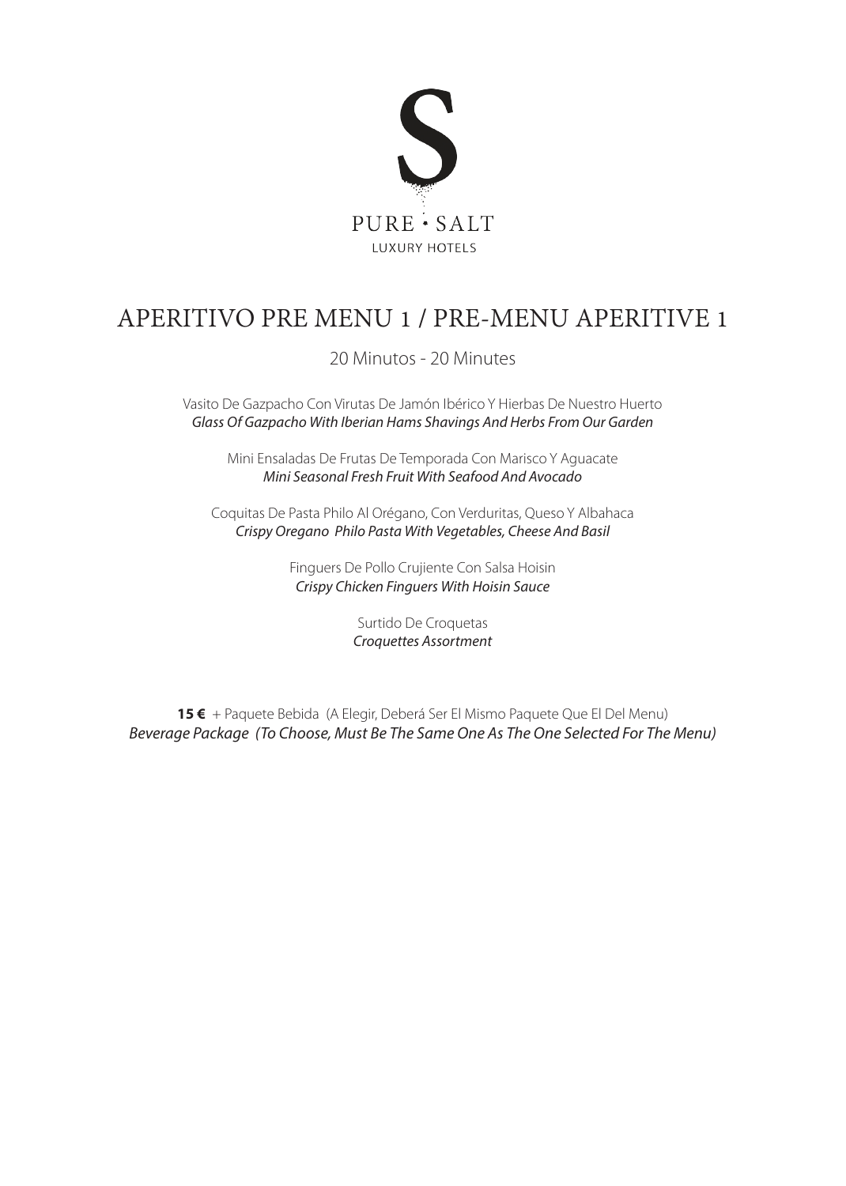PURE · SALT

LUXURY HOTELS

# APERITIVO PRE MENU 1 / PRE-MENU APERITIVE 1

20 Minutos - 20 Minutes

Vasito De Gazpacho Con Virutas De Jamón Ibérico Y Hierbas De Nuestro Huerto
*Glass Of Gazpacho With Iberian Hams Shavings And Herbs From Our Garden*

Mini Ensaladas De Frutas De Temporada Con Marisco Y Aguacate
*Mini Seasonal Fresh Fruit With Seafood And Avocado*

Coquitas De Pasta Philo Al Orégano, Con Verduritas, Queso Y Albahaca
*Crispy Oregano Philo Pasta With Vegetables, Cheese And Basil*

Finguers De Pollo Crujiente Con Salsa Hoisin
*Crispy Chicken Finguers With Hoisin Sauce*

Surtido De Croquetas
*Croquettes Assortment*

**15 €** + Paquete Bebida (A Elegir, Deberá Ser El Mismo Paquete Que El Del Menu)
*Beverage Package (To Choose, Must Be The Same One As The One Selected For The Menu)*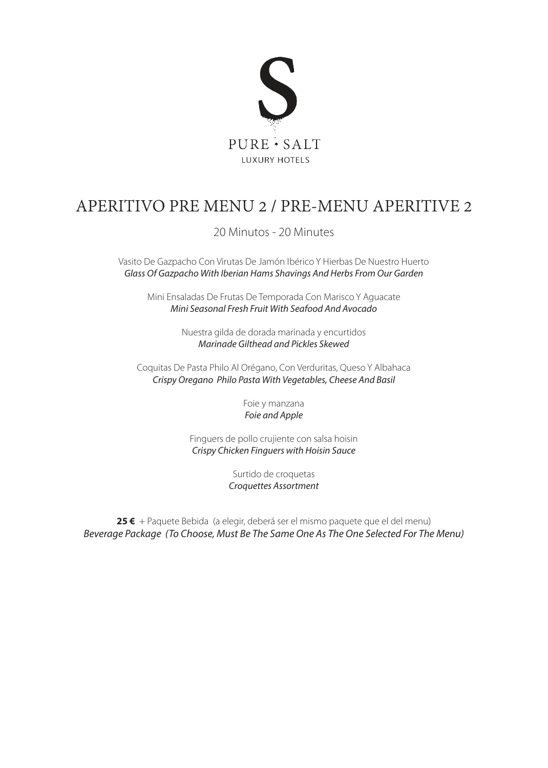S

PURE · SALT

LUXURY HOTELS

# APERITIVO PRE MENU 2 / PRE-MENU APERITIVE 2

20 Minutos - 20 Minutes

Vasito De Gazpacho Con Virutas De Jamón Ibérico Y Hierbas De Nuestro Huerto
*Glass Of Gazpacho With Iberian Hams Shavings And Herbs From Our Garden*

Mini Ensaladas De Frutas De Temporada Con Marisco Y Aguacate
*Mini Seasonal Fresh Fruit With Seafood And Avocado*

Nuestra gilda de dorada marinada y encurtidos
*Marinade Gilthead and Pickles Skewed*

Coquitas De Pasta Philo Al Orégano, Con Verduritas, Queso Y Albahaca
*Crispy Oregano Philo Pasta With Vegetables, Cheese And Basil*

Foie y manzana
*Foie and Apple*

Finguers de pollo crujiente con salsa hoisin
*Crispy Chicken Finguers with Hoisin Sauce*

Surtido de croquetas
*Croquettes Assortment*

**25 €** + Paquete Bebida (a elegir, deberá ser el mismo paquete que el del menu)
*Beverage Package (To Choose, Must Be The Same One As The One Selected For The Menu)*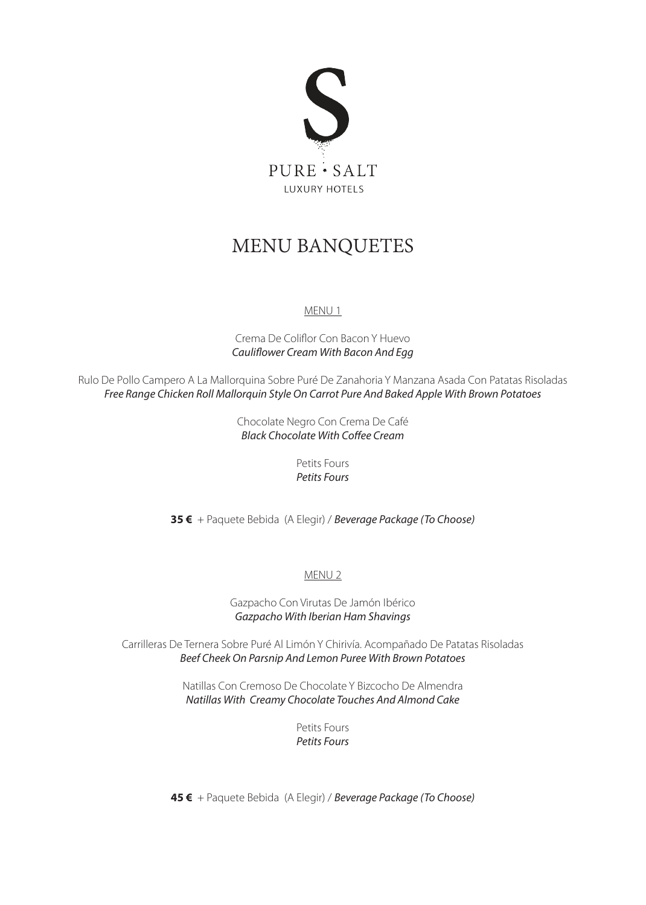PURE · SALT

LUXURY HOTELS

# MENU BANQUETES

## MENU 1

Crema De Coliflor Con Bacon Y Huevo
*Cauliflower Cream With Bacon And Egg*

Rulo De Pollo Campero A La Mallorquina Sobre Puré De Zanahoria Y Manzana Asada Con Patatas Risoladas
*Free Range Chicken Roll Mallorquin Style On Carrot Pure And Baked Apple With Brown Potatoes*

Chocolate Negro Con Crema De Café
*Black Chocolate With Coffee Cream*

Petits Fours
*Petits Fours*

**35 €** + Paquete Bebida (A Elegir) / *Beverage Package (To Choose)*

## MENU 2

Gazpacho Con Virutas De Jamón Ibérico
*Gazpacho With Iberian Ham Shavings*

Carrilleras De Ternera Sobre Puré Al Limón Y Chirivía. Acompañado De Patatas Risoladas
*Beef Cheek On Parsnip And Lemon Puree With Brown Potatoes*

Natillas Con Cremoso De Chocolate Y Bizcocho De Almendra
*Natillas With Creamy Chocolate Touches And Almond Cake*

Petits Fours
*Petits Fours*

**45 €** + Paquete Bebida (A Elegir) / *Beverage Package (To Choose)*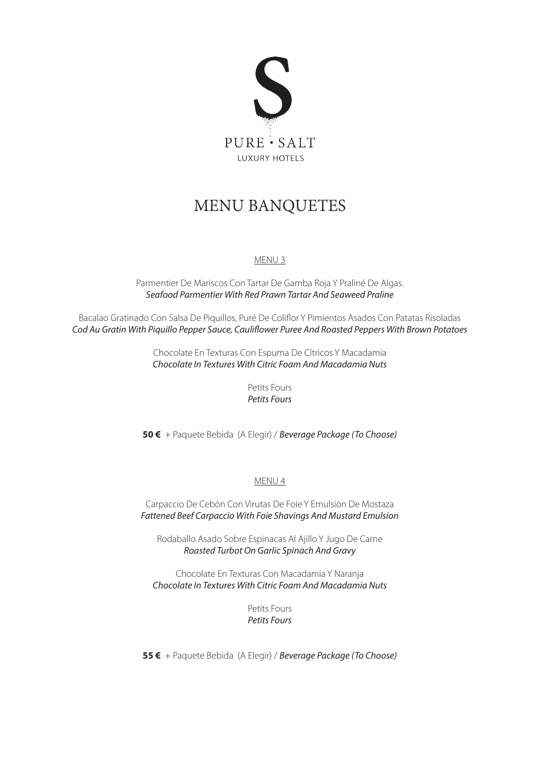S

PURE · SALT

LUXURY HOTELS

# MENU BANQUETES

## MENU 3

Parmentier De Mariscos Con Tartar De Gamba Roja Y Praliné De Algas.
*Seafood Parmentier With Red Prawn Tartar And Seaweed Praline*

Bacalao Gratinado Con Salsa De Piquillos, Puré De Coliflor Y Pimientos Asados Con Patatas Risoladas
*Cod Au Gratin With Piquillo Pepper Sauce, Cauliflower Puree And Roasted Peppers With Brown Potatoes*

Chocolate En Texturas Con Espuma De Cítricos Y Macadamia
*Chocolate In Textures With Citric Foam And Macadamia Nuts*

Petits Fours
*Petits Fours*

**50 €** + Paquete Bebida (A Elegir) / *Beverage Package (To Choose)*

## MENU 4

Carpaccio De Cebón Con Virutas De Foie Y Emulsión De Mostaza
*Fattened Beef Carpaccio With Foie Shavings And Mustard Emulsion*

Rodaballo Asado Sobre Espinacas Al Ajillo Y Jugo De Carne
*Roasted Turbot On Garlic Spinach And Gravy*

Chocolate En Texturas Con Macadamia Y Naranja
*Chocolate In Textures With Citric Foam And Macadamia Nuts*

Petits Fours
*Petits Fours*

**55 €** + Paquete Bebida (A Elegir) / *Beverage Package (To Choose)*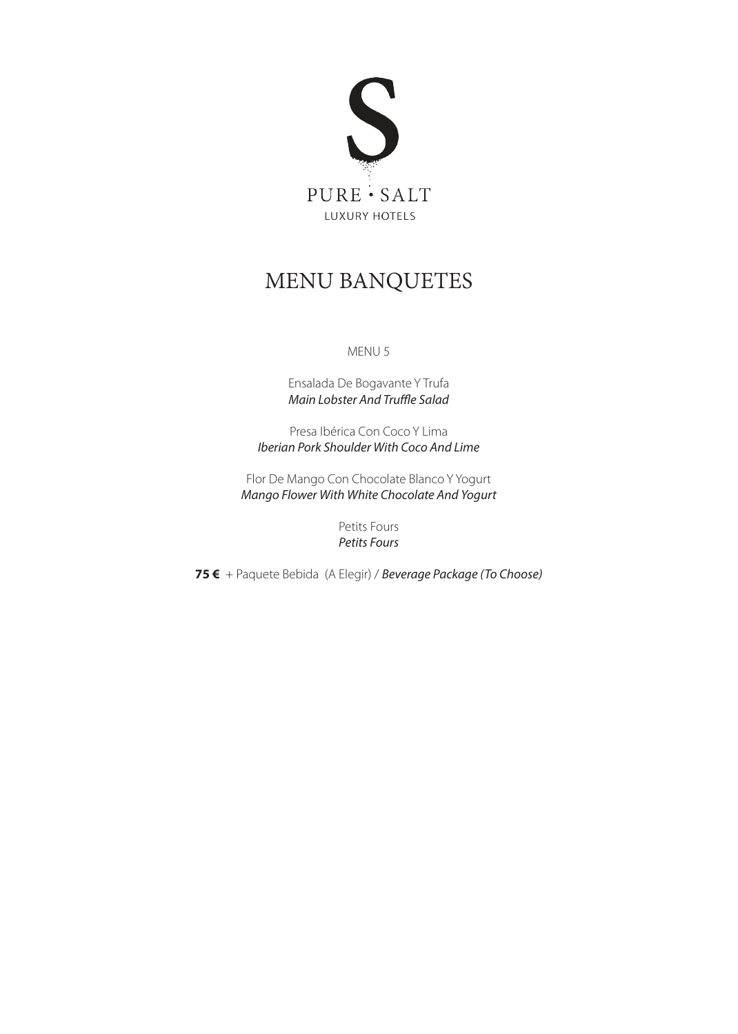PURE · SALT

LUXURY HOTELS

# MENU BANQUETES

MENU 5

Ensalada De Bogavante Y Trufa
*Main Lobster And Truffle Salad*

Presa Ibérica Con Coco Y Lima
*Iberian Pork Shoulder With Coco And Lime*

Flor De Mango Con Chocolate Blanco Y Yogurt
*Mango Flower With White Chocolate And Yogurt*

Petits Fours
*Petits Fours*

**75 €** + Paquete Bebida (A Elegir) / *Beverage Package (To Choose)*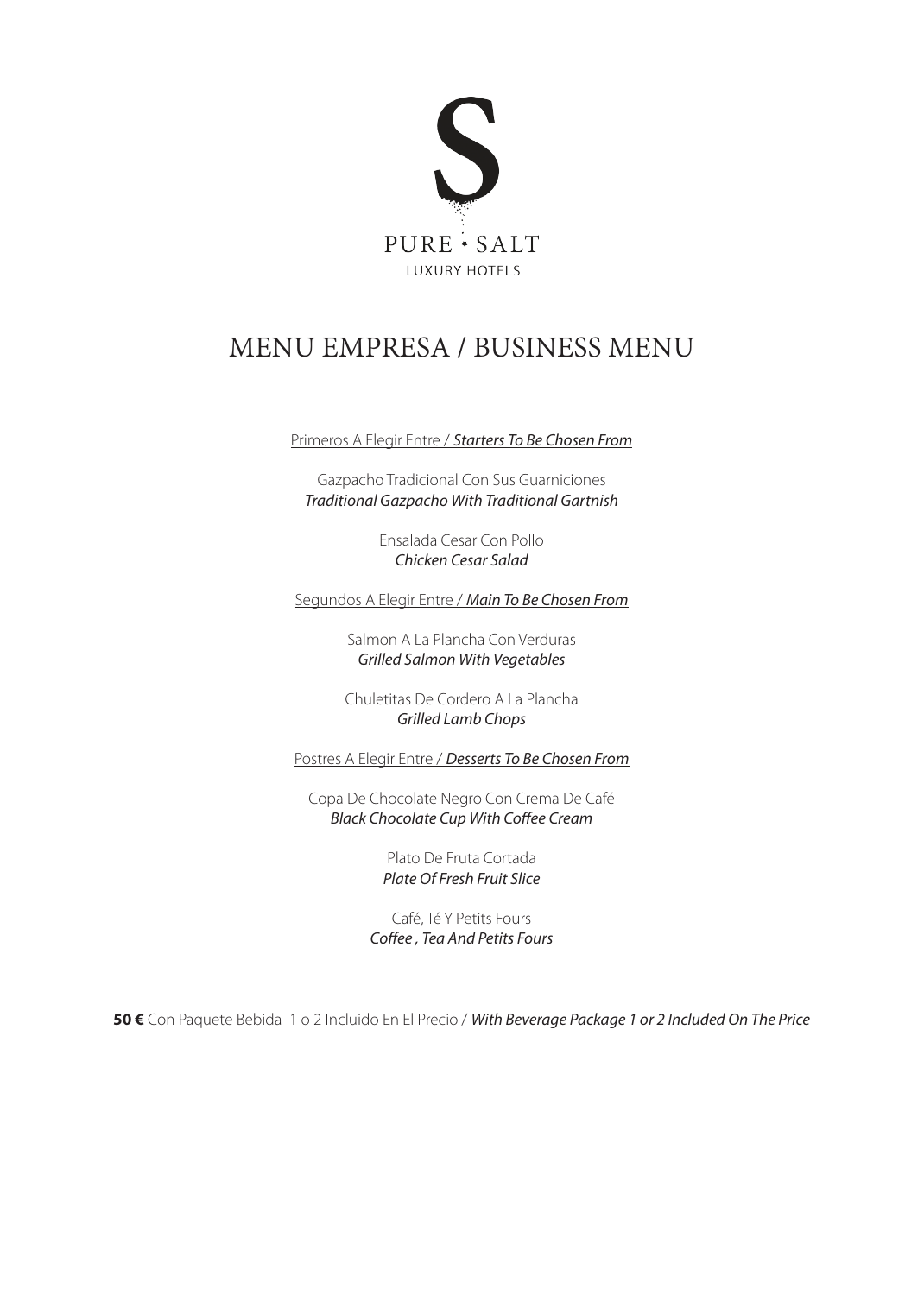S

PURE · SALT

LUXURY HOTELS

# MENU EMPRESA / BUSINESS MENU

Primeros A Elegir Entre / ***Starters To Be Chosen From***

Gazpacho Tradicional Con Sus Guarniciones
*Traditional Gazpacho With Traditional Gartnish*

Ensalada Cesar Con Pollo
*Chicken Cesar Salad*

Segundos A Elegir Entre / ***Main To Be Chosen From***

Salmon A La Plancha Con Verduras
*Grilled Salmon With Vegetables*

Chuletitas De Cordero A La Plancha
*Grilled Lamb Chops*

Postres A Elegir Entre / ***Desserts To Be Chosen From***

Copa De Chocolate Negro Con Crema De Café
*Black Chocolate Cup With Coffee Cream*

Plato De Fruta Cortada
*Plate Of Fresh Fruit Slice*

Café, Té Y Petits Fours
*Coffee , Tea And Petits Fours*

**50 €** Con Paquete Bebida 1 o 2 Incluido En El Precio / *With Beverage Package 1 or 2 Included On The Price*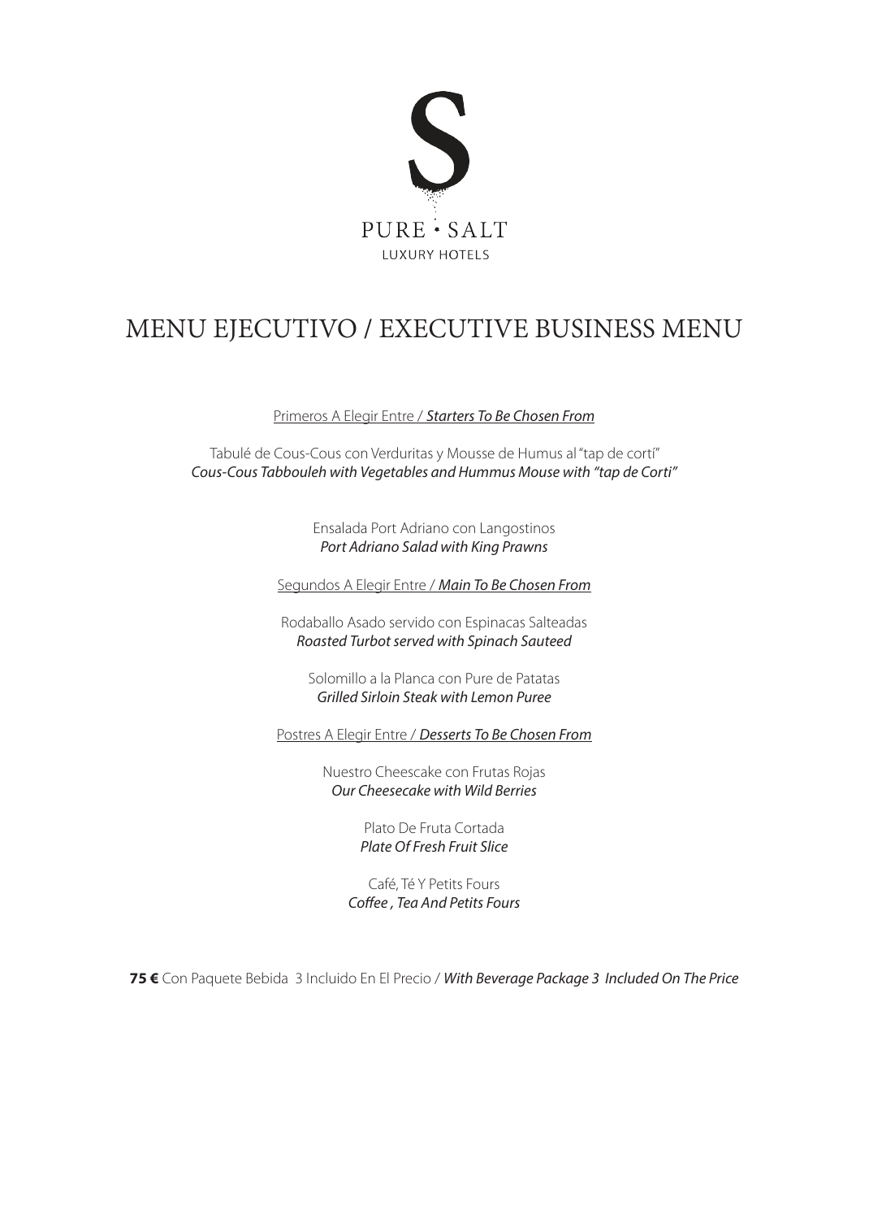PURE · SALT

LUXURY HOTELS

# MENU EJECUTIVO / EXECUTIVE BUSINESS MENU

Primeros A Elegir Entre / ***Starters To Be Chosen From***

Tabulé de Cous-Cous con Verduritas y Mousse de Humus al "tap de cortí"
*Cous-Cous Tabbouleh with Vegetables and Hummus Mouse with "tap de Corti"*

Ensalada Port Adriano con Langostinos
*Port Adriano Salad with King Prawns*

Segundos A Elegir Entre / ***Main To Be Chosen From***

Rodaballo Asado servido con Espinacas Salteadas
*Roasted Turbot served with Spinach Sauteed*

Solomillo a la Planca con Pure de Patatas
*Grilled Sirloin Steak with Lemon Puree*

Postres A Elegir Entre / ***Desserts To Be Chosen From***

Nuestro Cheescake con Frutas Rojas
*Our Cheesecake with Wild Berries*

Plato De Fruta Cortada
*Plate Of Fresh Fruit Slice*

Café, Té Y Petits Fours
*Coffee , Tea And Petits Fours*

**75 €** Con Paquete Bebida 3 Incluido En El Precio / *With Beverage Package 3 Included On The Price*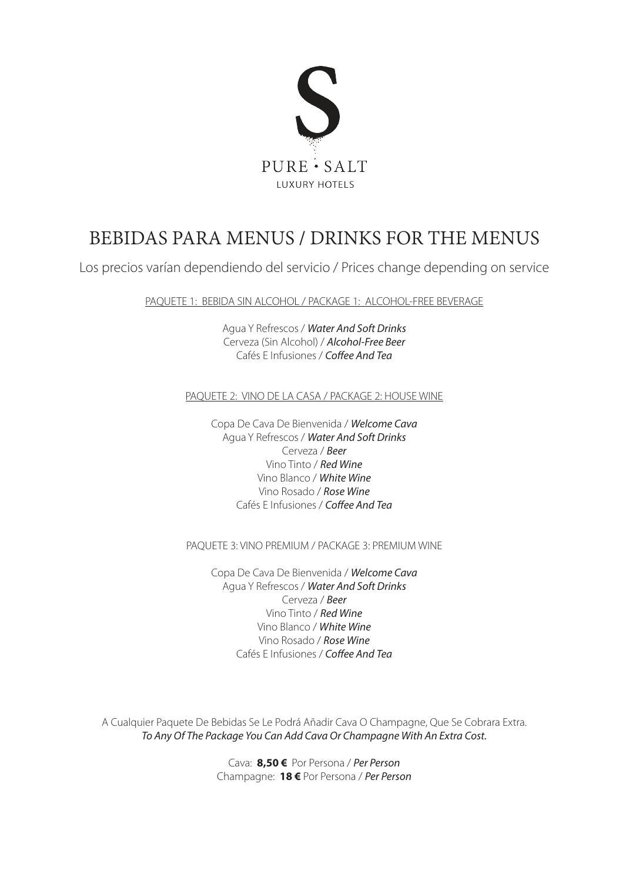PURE · SALT

LUXURY HOTELS

# BEBIDAS PARA MENUS / DRINKS FOR THE MENUS

Los precios varían dependiendo del servicio / Prices change depending on service

PAQUETE 1: BEBIDA SIN ALCOHOL / PACKAGE 1: ALCOHOL-FREE BEVERAGE

Agua Y Refrescos / *Water And Soft Drinks*
Cerveza (Sin Alcohol) / *Alcohol-Free Beer*
Cafés E Infusiones / *Coffee And Tea*

PAQUETE 2: VINO DE LA CASA / PACKAGE 2: HOUSE WINE

Copa De Cava De Bienvenida / *Welcome Cava*
Agua Y Refrescos / *Water And Soft Drinks*
Cerveza / *Beer*
Vino Tinto / *Red Wine*
Vino Blanco / *White Wine*
Vino Rosado / *Rose Wine*
Cafés E Infusiones / *Coffee And Tea*

PAQUETE 3: VINO PREMIUM / PACKAGE 3: PREMIUM WINE

Copa De Cava De Bienvenida / *Welcome Cava*
Agua Y Refrescos / *Water And Soft Drinks*
Cerveza / *Beer*
Vino Tinto / *Red Wine*
Vino Blanco / *White Wine*
Vino Rosado / *Rose Wine*
Cafés E Infusiones / *Coffee And Tea*

A Cualquier Paquete De Bebidas Se Le Podrá Añadir Cava O Champagne, Que Se Cobrara Extra.
*To Any Of The Package You Can Add Cava Or Champagne With An Extra Cost.*

Cava: **8,50 €** Por Persona / *Per Person*
Champagne: **18 €** Por Persona / *Per Person*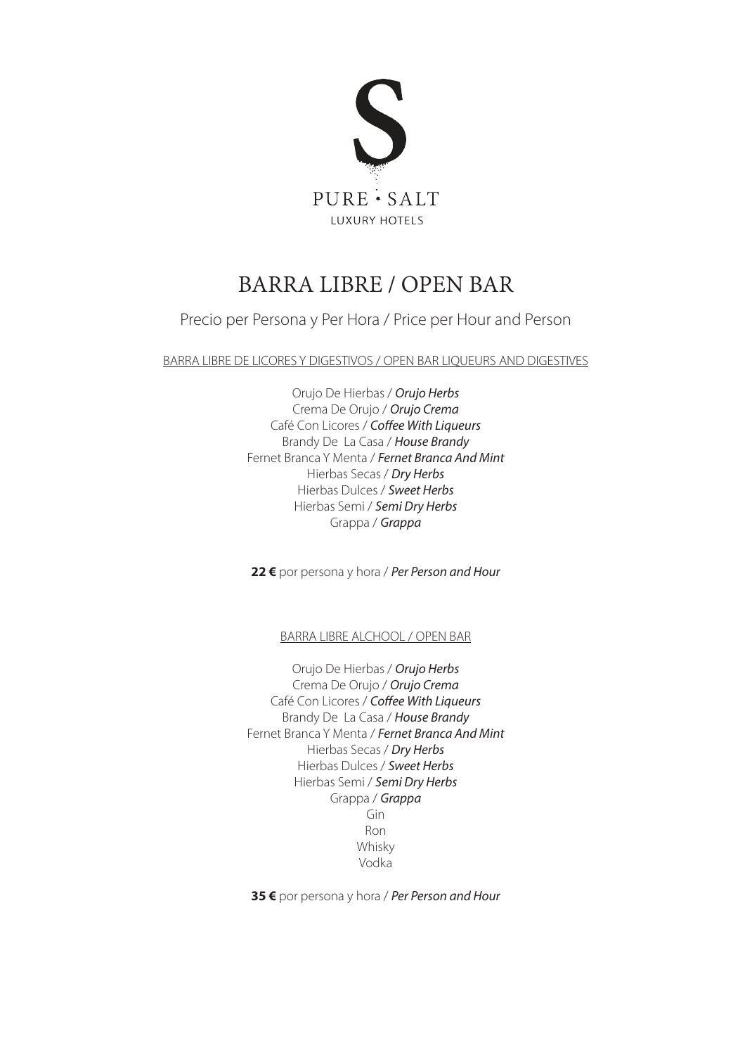PURE · SALT
LUXURY HOTELS

# BARRA LIBRE / OPEN BAR

Precio per Persona y Per Hora / Price per Hour and Person

## BARRA LIBRE DE LICORES Y DIGESTIVOS / OPEN BAR LIQUEURS AND DIGESTIVES

Orujo De Hierbas / *Orujo Herbs*
Crema De Orujo / *Orujo Crema*
Café Con Licores / *Coffee With Liqueurs*
Brandy De La Casa / *House Brandy*
Fernet Branca Y Menta / *Fernet Branca And Mint*
Hierbas Secas / *Dry Herbs*
Hierbas Dulces / *Sweet Herbs*
Hierbas Semi / *Semi Dry Herbs*
Grappa / *Grappa*

**22 €** por persona y hora / *Per Person and Hour*

## BARRA LIBRE ALCHOOL / OPEN BAR

Orujo De Hierbas / *Orujo Herbs*
Crema De Orujo / *Orujo Crema*
Café Con Licores / *Coffee With Liqueurs*
Brandy De La Casa / *House Brandy*
Fernet Branca Y Menta / *Fernet Branca And Mint*
Hierbas Secas / *Dry Herbs*
Hierbas Dulces / *Sweet Herbs*
Hierbas Semi / *Semi Dry Herbs*
Grappa / *Grappa*
Gin
Ron
Whisky
Vodka

**35 €** por persona y hora / *Per Person and Hour*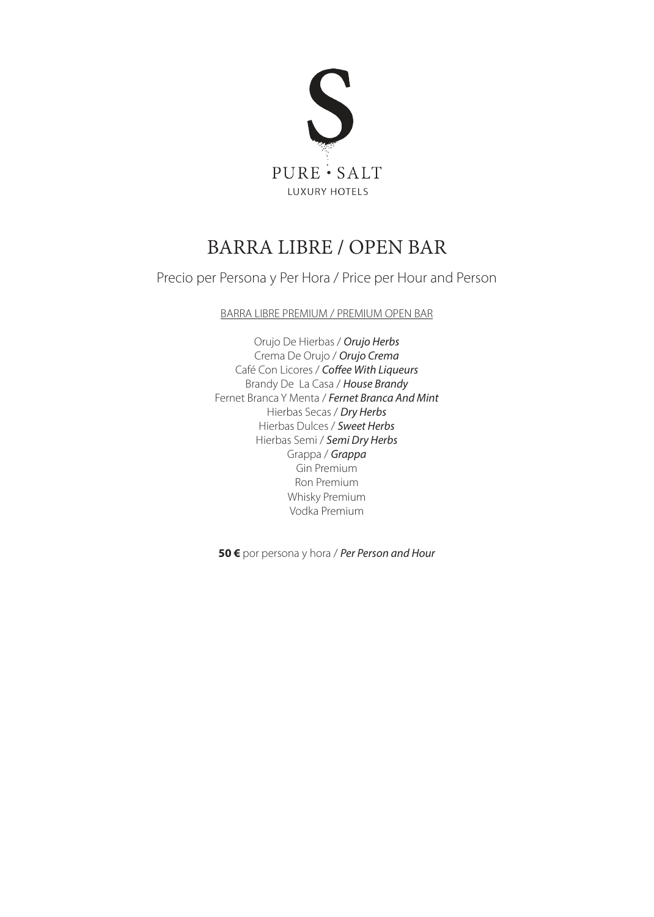PURE · SALT

LUXURY HOTELS

# BARRA LIBRE / OPEN BAR

Precio per Persona y Per Hora / Price per Hour and Person

BARRA LIBRE PREMIUM / PREMIUM OPEN BAR

Orujo De Hierbas / *Orujo Herbs*
Crema De Orujo / *Orujo Crema*
Café Con Licores / *Coffee With Liqueurs*
Brandy De La Casa / *House Brandy*
Fernet Branca Y Menta / *Fernet Branca And Mint*
Hierbas Secas / *Dry Herbs*
Hierbas Dulces / *Sweet Herbs*
Hierbas Semi / *Semi Dry Herbs*
Grappa / *Grappa*
Gin Premium
Ron Premium
Whisky Premium
Vodka Premium

**50 €** por persona y hora / *Per Person and Hour*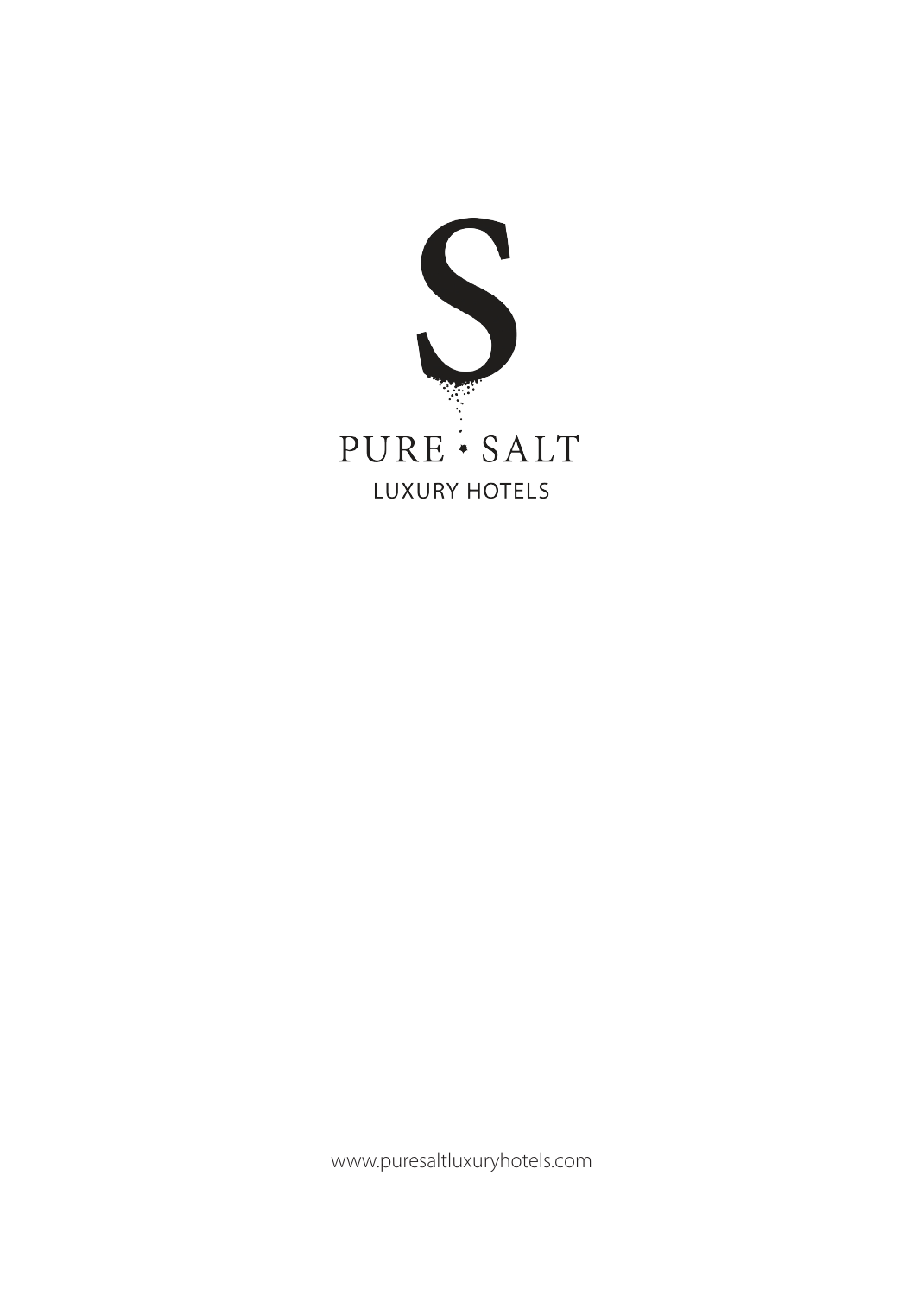S

PURE · SALT

LUXURY HOTELS

www.puresaltluxuryhotels.com